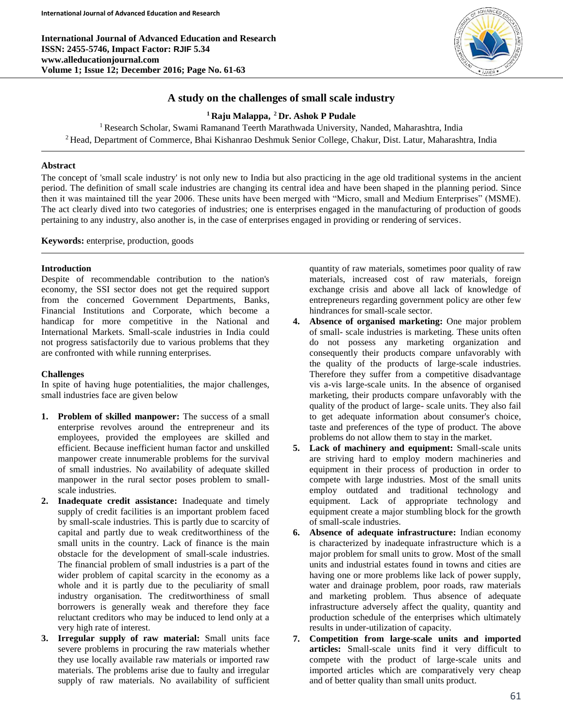# A study on the challenges of small scale industry

**[1] Raju Malappa, [2] Dr. Ashok P Pudale**

[1] Research Scholar, Swami Ramanand Teerth Marathwada University, Nanded, Maharashtra, India
[2] Head, Department of Commerce, Bhai Kishanrao Deshmuk Senior College, Chakur, Dist. Latur, Maharashtra, India

## Abstract

The concept of 'small scale industry' is not only new to India but also practicing in the age old traditional systems in the ancient period. The definition of small scale industries are changing its central idea and have been shaped in the planning period. Since then it was maintained till the year 2006. These units have been merged with "Micro, small and Medium Enterprises" (MSME). The act clearly dived into two categories of industries; one is enterprises engaged in the manufacturing of production of goods pertaining to any industry, also another is, in the case of enterprises engaged in providing or rendering of services.

**Keywords:** enterprise, production, goods

## Introduction

Despite of recommendable contribution to the nation's economy, the SSI sector does not get the required support from the concerned Government Departments, Banks, Financial Institutions and Corporate, which become a handicap for more competitive in the National and International Markets. Small-scale industries in India could not progress satisfactorily due to various problems that they are confronted with while running enterprises.

## Challenges

In spite of having huge potentialities, the major challenges, small industries face are given below

1. **Problem of skilled manpower:** The success of a small enterprise revolves around the entrepreneur and its employees, provided the employees are skilled and efficient. Because inefficient human factor and unskilled manpower create innumerable problems for the survival of small industries. No availability of adequate skilled manpower in the rural sector poses problem to small-scale industries.
2. **Inadequate credit assistance:** Inadequate and timely supply of credit facilities is an important problem faced by small-scale industries. This is partly due to scarcity of capital and partly due to weak creditworthiness of the small units in the country. Lack of finance is the main obstacle for the development of small-scale industries. The financial problem of small industries is a part of the wider problem of capital scarcity in the economy as a whole and it is partly due to the peculiarity of small industry organisation. The creditworthiness of small borrowers is generally weak and therefore they face reluctant creditors who may be induced to lend only at a very high rate of interest.
3. **Irregular supply of raw material:** Small units face severe problems in procuring the raw materials whether they use locally available raw materials or imported raw materials. The problems arise due to faulty and irregular supply of raw materials. No availability of sufficient quantity of raw materials, sometimes poor quality of raw materials, increased cost of raw materials, foreign exchange crisis and above all lack of knowledge of entrepreneurs regarding government policy are other few hindrances for small-scale sector.
4. **Absence of organised marketing:** One major problem of small- scale industries is marketing. These units often do not possess any marketing organization and consequently their products compare unfavorably with the quality of the products of large-scale industries. Therefore they suffer from a competitive disadvantage vis a-vis large-scale units. In the absence of organised marketing, their products compare unfavorably with the quality of the product of large- scale units. They also fail to get adequate information about consumer's choice, taste and preferences of the type of product. The above problems do not allow them to stay in the market.
5. **Lack of machinery and equipment:** Small-scale units are striving hard to employ modern machineries and equipment in their process of production in order to compete with large industries. Most of the small units employ outdated and traditional technology and equipment. Lack of appropriate technology and equipment create a major stumbling block for the growth of small-scale industries.
6. **Absence of adequate infrastructure:** Indian economy is characterized by inadequate infrastructure which is a major problem for small units to grow. Most of the small units and industrial estates found in towns and cities are having one or more problems like lack of power supply, water and drainage problem, poor roads, raw materials and marketing problem. Thus absence of adequate infrastructure adversely affect the quality, quantity and production schedule of the enterprises which ultimately results in under-utilization of capacity.
7. **Competition from large-scale units and imported articles:** Small-scale units find it very difficult to compete with the product of large-scale units and imported articles which are comparatively very cheap and of better quality than small units product.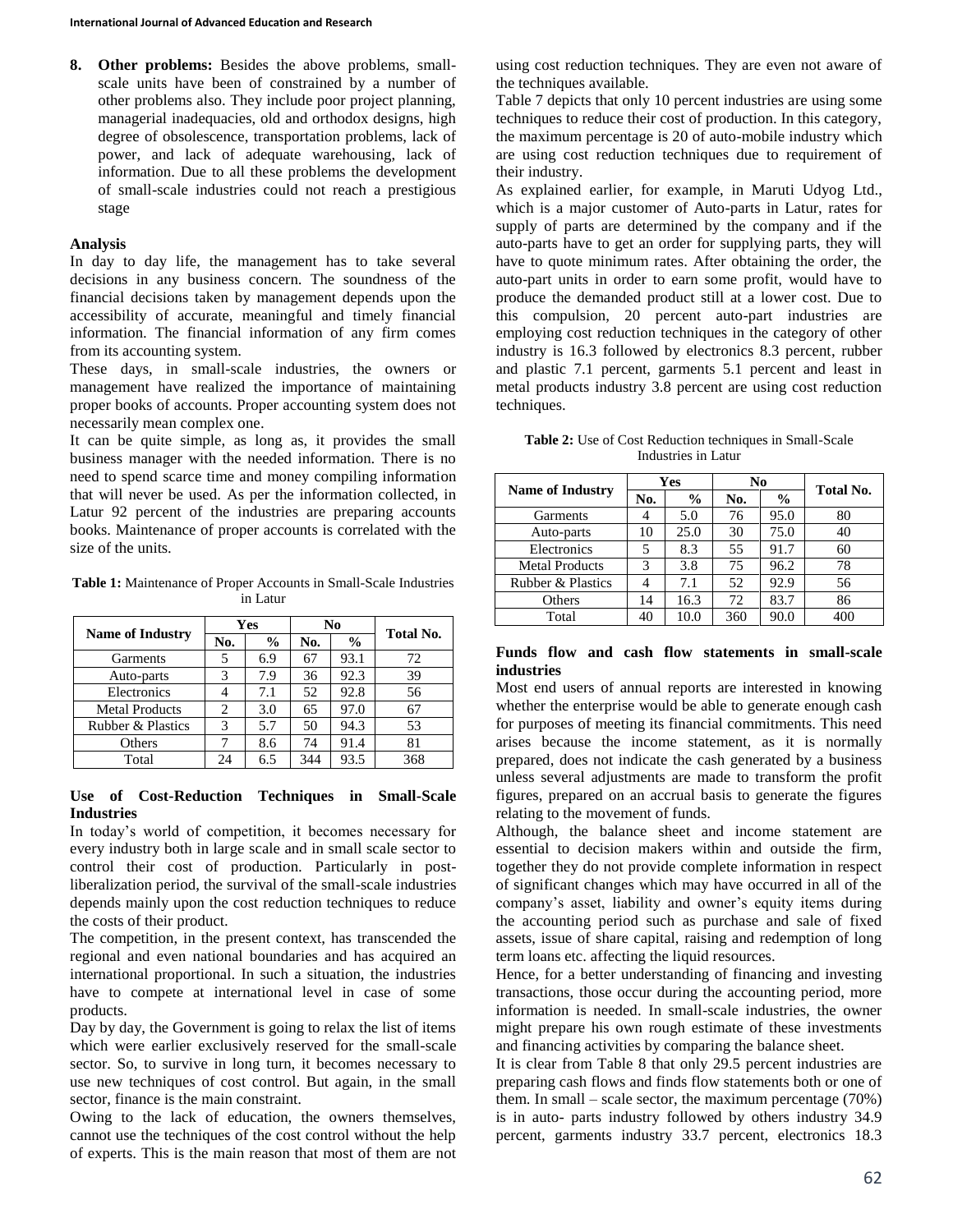8. **Other problems:** Besides the above problems, small-scale units have been of constrained by a number of other problems also. They include poor project planning, managerial inadequacies, old and orthodox designs, high degree of obsolescence, transportation problems, lack of power, and lack of adequate warehousing, lack of information. Due to all these problems the development of small-scale industries could not reach a prestigious stage

**Analysis**

In day to day life, the management has to take several decisions in any business concern. The soundness of the financial decisions taken by management depends upon the accessibility of accurate, meaningful and timely financial information. The financial information of any firm comes from its accounting system.

These days, in small-scale industries, the owners or management have realized the importance of maintaining proper books of accounts. Proper accounting system does not necessarily mean complex one.

It can be quite simple, as long as, it provides the small business manager with the needed information. There is no need to spend scarce time and money compiling information that will never be used. As per the information collected, in Latur 92 percent of the industries are preparing accounts books. Maintenance of proper accounts is correlated with the size of the units.

**Table 1:** Maintenance of Proper Accounts in Small-Scale Industries in Latur

| Name of Industry | Yes | | No | | Total No. |
|---|---|---|---|---|---|
| | No. | % | No. | % | |
| Garments | 5 | 6.9 | 67 | 93.1 | 72 |
| Auto-parts | 3 | 7.9 | 36 | 92.3 | 39 |
| Electronics | 4 | 7.1 | 52 | 92.8 | 56 |
| Metal Products | 2 | 3.0 | 65 | 97.0 | 67 |
| Rubber & Plastics | 3 | 5.7 | 50 | 94.3 | 53 |
| Others | 7 | 8.6 | 74 | 91.4 | 81 |
| Total | 24 | 6.5 | 344 | 93.5 | 368 |

**Use of Cost-Reduction Techniques in Small-Scale Industries**

In today's world of competition, it becomes necessary for every industry both in large scale and in small scale sector to control their cost of production. Particularly in post-liberalization period, the survival of the small-scale industries depends mainly upon the cost reduction techniques to reduce the costs of their product.

The competition, in the present context, has transcended the regional and even national boundaries and has acquired an international proportional. In such a situation, the industries have to compete at international level in case of some products.

Day by day, the Government is going to relax the list of items which were earlier exclusively reserved for the small-scale sector. So, to survive in long turn, it becomes necessary to use new techniques of cost control. But again, in the small sector, finance is the main constraint.

Owing to the lack of education, the owners themselves, cannot use the techniques of the cost control without the help of experts. This is the main reason that most of them are not using cost reduction techniques. They are even not aware of the techniques available.

Table 7 depicts that only 10 percent industries are using some techniques to reduce their cost of production. In this category, the maximum percentage is 20 of auto-mobile industry which are using cost reduction techniques due to requirement of their industry.

As explained earlier, for example, in Maruti Udyog Ltd., which is a major customer of Auto-parts in Latur, rates for supply of parts are determined by the company and if the auto-parts have to get an order for supplying parts, they will have to quote minimum rates. After obtaining the order, the auto-part units in order to earn some profit, would have to produce the demanded product still at a lower cost. Due to this compulsion, 20 percent auto-part industries are employing cost reduction techniques in the category of other industry is 16.3 followed by electronics 8.3 percent, rubber and plastic 7.1 percent, garments 5.1 percent and least in metal products industry 3.8 percent are using cost reduction techniques.

**Table 2:** Use of Cost Reduction techniques in Small-Scale Industries in Latur

| Name of Industry | Yes | | No | | Total No. |
|---|---|---|---|---|---|
| | No. | % | No. | % | |
| Garments | 4 | 5.0 | 76 | 95.0 | 80 |
| Auto-parts | 10 | 25.0 | 30 | 75.0 | 40 |
| Electronics | 5 | 8.3 | 55 | 91.7 | 60 |
| Metal Products | 3 | 3.8 | 75 | 96.2 | 78 |
| Rubber & Plastics | 4 | 7.1 | 52 | 92.9 | 56 |
| Others | 14 | 16.3 | 72 | 83.7 | 86 |
| Total | 40 | 10.0 | 360 | 90.0 | 400 |

**Funds flow and cash flow statements in small-scale industries**

Most end users of annual reports are interested in knowing whether the enterprise would be able to generate enough cash for purposes of meeting its financial commitments. This need arises because the income statement, as it is normally prepared, does not indicate the cash generated by a business unless several adjustments are made to transform the profit figures, prepared on an accrual basis to generate the figures relating to the movement of funds.

Although, the balance sheet and income statement are essential to decision makers within and outside the firm, together they do not provide complete information in respect of significant changes which may have occurred in all of the company's asset, liability and owner's equity items during the accounting period such as purchase and sale of fixed assets, issue of share capital, raising and redemption of long term loans etc. affecting the liquid resources.

Hence, for a better understanding of financing and investing transactions, those occur during the accounting period, more information is needed. In small-scale industries, the owner might prepare his own rough estimate of these investments and financing activities by comparing the balance sheet.

It is clear from Table 8 that only 29.5 percent industries are preparing cash flows and finds flow statements both or one of them. In small – scale sector, the maximum percentage (70%) is in auto- parts industry followed by others industry 34.9 percent, garments industry 33.7 percent, electronics 18.3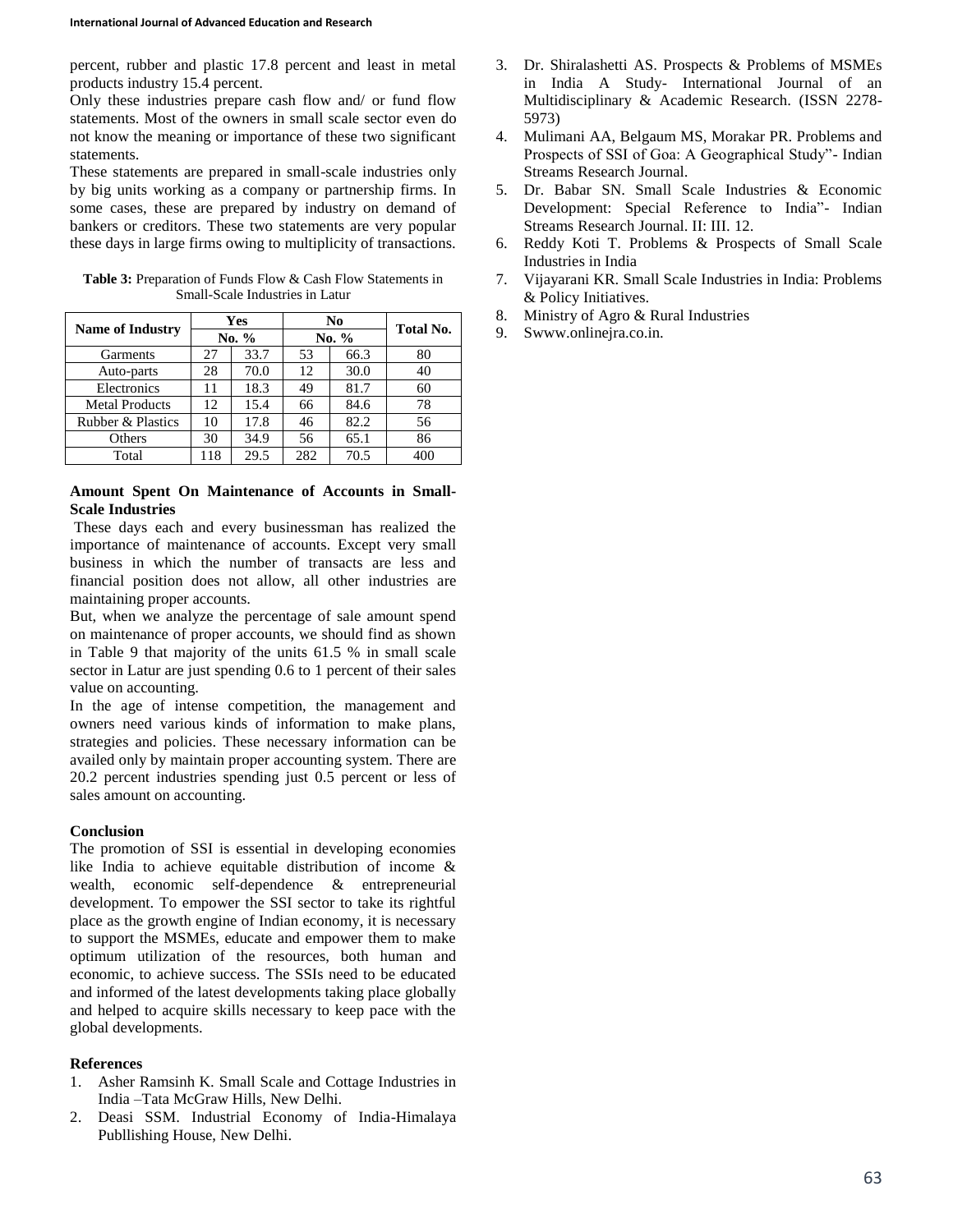percent, rubber and plastic 17.8 percent and least in metal products industry 15.4 percent.

Only these industries prepare cash flow and/ or fund flow statements. Most of the owners in small scale sector even do not know the meaning or importance of these two significant statements.

These statements are prepared in small-scale industries only by big units working as a company or partnership firms. In some cases, these are prepared by industry on demand of bankers or creditors. These two statements are very popular these days in large firms owing to multiplicity of transactions.

**Table 3:** Preparation of Funds Flow & Cash Flow Statements in Small-Scale Industries in Latur

| Name of Industry | Yes | | No | | Total No. |
|---|---|---|---|---|---|
| | No. | % | No. | % | |
| Garments | 27 | 33.7 | 53 | 66.3 | 80 |
| Auto-parts | 28 | 70.0 | 12 | 30.0 | 40 |
| Electronics | 11 | 18.3 | 49 | 81.7 | 60 |
| Metal Products | 12 | 15.4 | 66 | 84.6 | 78 |
| Rubber & Plastics | 10 | 17.8 | 46 | 82.2 | 56 |
| Others | 30 | 34.9 | 56 | 65.1 | 86 |
| Total | 118 | 29.5 | 282 | 70.5 | 400 |

**Amount Spent On Maintenance of Accounts in Small-Scale Industries**

These days each and every businessman has realized the importance of maintenance of accounts. Except very small business in which the number of transacts are less and financial position does not allow, all other industries are maintaining proper accounts.

But, when we analyze the percentage of sale amount spend on maintenance of proper accounts, we should find as shown in Table 9 that majority of the units 61.5 % in small scale sector in Latur are just spending 0.6 to 1 percent of their sales value on accounting.

In the age of intense competition, the management and owners need various kinds of information to make plans, strategies and policies. These necessary information can be availed only by maintain proper accounting system. There are 20.2 percent industries spending just 0.5 percent or less of sales amount on accounting.

**Conclusion**

The promotion of SSI is essential in developing economies like India to achieve equitable distribution of income & wealth, economic self-dependence & entrepreneurial development. To empower the SSI sector to take its rightful place as the growth engine of Indian economy, it is necessary to support the MSMEs, educate and empower them to make optimum utilization of the resources, both human and economic, to achieve success. The SSIs need to be educated and informed of the latest developments taking place globally and helped to acquire skills necessary to keep pace with the global developments.

**References**

1. Asher Ramsinh K. Small Scale and Cottage Industries in India –Tata McGraw Hills, New Delhi.
2. Deasi SSM. Industrial Economy of India-Himalaya Publlishing House, New Delhi.
3. Dr. Shiralashetti AS. Prospects & Problems of MSMEs in India A Study- International Journal of an Multidisciplinary & Academic Research. (ISSN 2278-5973)
4. Mulimani AA, Belgaum MS, Morakar PR. Problems and Prospects of SSI of Goa: A Geographical Study"- Indian Streams Research Journal.
5. Dr. Babar SN. Small Scale Industries & Economic Development: Special Reference to India"- Indian Streams Research Journal. II: III. 12.
6. Reddy Koti T. Problems & Prospects of Small Scale Industries in India
7. Vijayarani KR. Small Scale Industries in India: Problems & Policy Initiatives.
8. Ministry of Agro & Rural Industries
9. Swww.onlinejra.co.in.